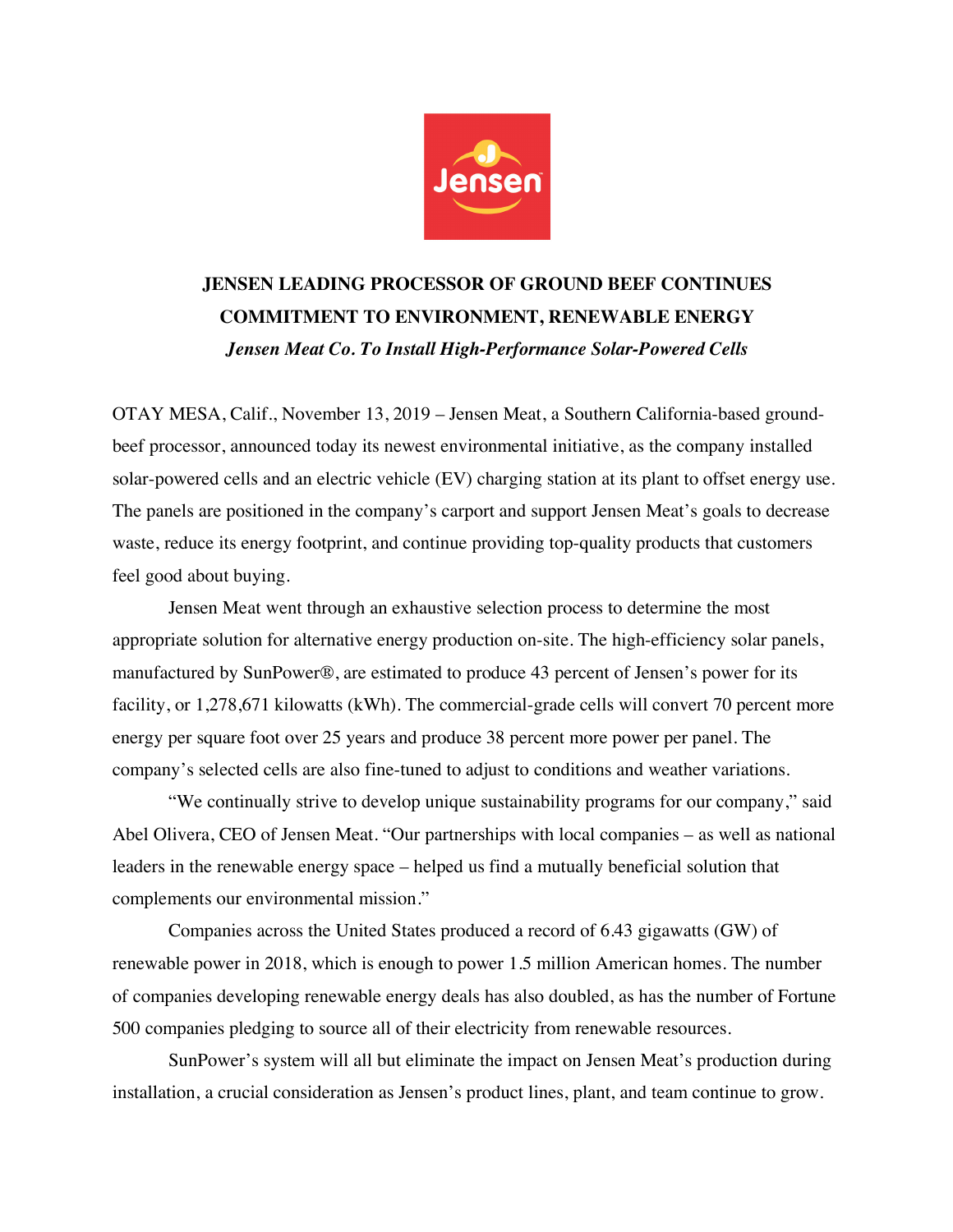# JENSEN LEADING PROCESSOR OF GROUND BEEF CONTINUES COMMITMENT TO ENVIRONMENT, RENEWABLE ENERGY

***Jensen Meat Co. To Install High-Performance Solar-Powered Cells***

OTAY MESA, Calif., November 13, 2019 – Jensen Meat, a Southern California-based ground-beef processor, announced today its newest environmental initiative, as the company installed solar-powered cells and an electric vehicle (EV) charging station at its plant to offset energy use. The panels are positioned in the company's carport and support Jensen Meat's goals to decrease waste, reduce its energy footprint, and continue providing top-quality products that customers feel good about buying.

Jensen Meat went through an exhaustive selection process to determine the most appropriate solution for alternative energy production on-site. The high-efficiency solar panels, manufactured by SunPower®, are estimated to produce 43 percent of Jensen's power for its facility, or 1,278,671 kilowatts (kWh). The commercial-grade cells will convert 70 percent more energy per square foot over 25 years and produce 38 percent more power per panel. The company's selected cells are also fine-tuned to adjust to conditions and weather variations.

"We continually strive to develop unique sustainability programs for our company," said Abel Olivera, CEO of Jensen Meat. "Our partnerships with local companies – as well as national leaders in the renewable energy space – helped us find a mutually beneficial solution that complements our environmental mission."

Companies across the United States produced a record of 6.43 gigawatts (GW) of renewable power in 2018, which is enough to power 1.5 million American homes. The number of companies developing renewable energy deals has also doubled, as has the number of Fortune 500 companies pledging to source all of their electricity from renewable resources.

SunPower's system will all but eliminate the impact on Jensen Meat's production during installation, a crucial consideration as Jensen's product lines, plant, and team continue to grow.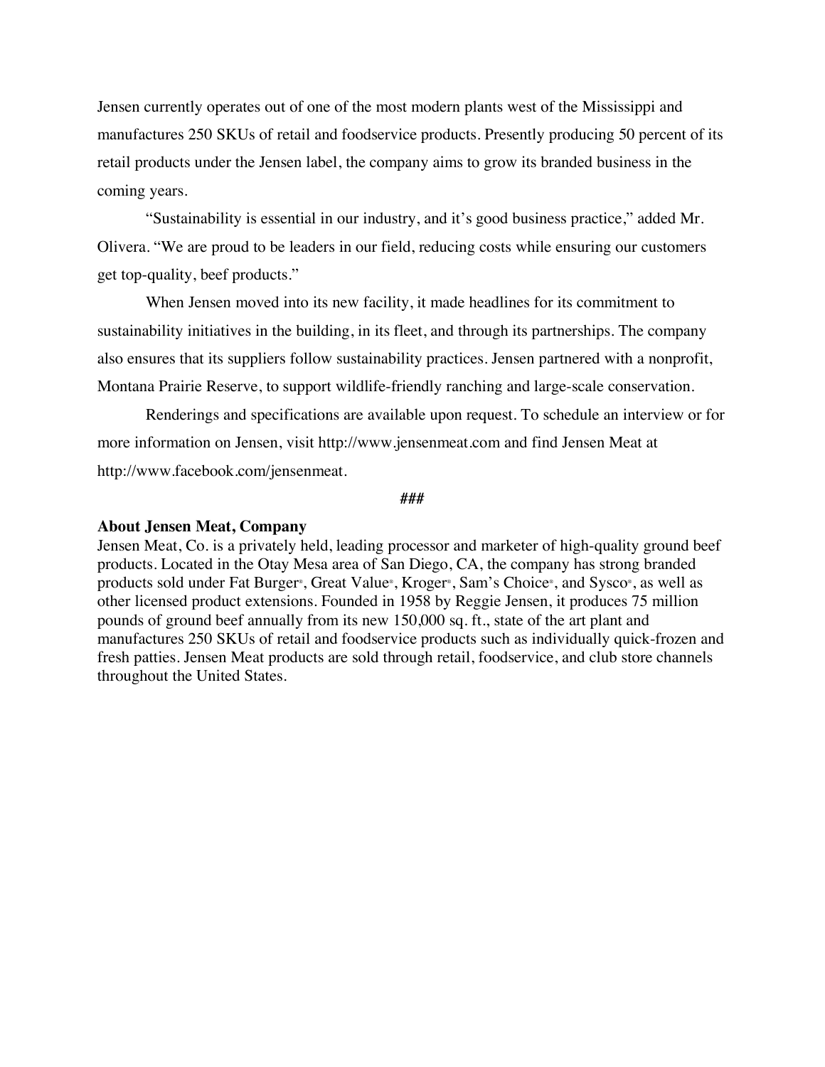Jensen currently operates out of one of the most modern plants west of the Mississippi and manufactures 250 SKUs of retail and foodservice products. Presently producing 50 percent of its retail products under the Jensen label, the company aims to grow its branded business in the coming years.

"Sustainability is essential in our industry, and it's good business practice," added Mr. Olivera. "We are proud to be leaders in our field, reducing costs while ensuring our customers get top-quality, beef products."

When Jensen moved into its new facility, it made headlines for its commitment to sustainability initiatives in the building, in its fleet, and through its partnerships. The company also ensures that its suppliers follow sustainability practices. Jensen partnered with a nonprofit, Montana Prairie Reserve, to support wildlife-friendly ranching and large-scale conservation.

Renderings and specifications are available upon request. To schedule an interview or for more information on Jensen, visit http://www.jensenmeat.com and find Jensen Meat at http://www.facebook.com/jensenmeat.

**###**

**About Jensen Meat, Company**

Jensen Meat, Co. is a privately held, leading processor and marketer of high-quality ground beef products. Located in the Otay Mesa area of San Diego, CA, the company has strong branded products sold under Fat Burger®, Great Value®, Kroger®, Sam's Choice®, and Sysco®, as well as other licensed product extensions. Founded in 1958 by Reggie Jensen, it produces 75 million pounds of ground beef annually from its new 150,000 sq. ft., state of the art plant and manufactures 250 SKUs of retail and foodservice products such as individually quick-frozen and fresh patties. Jensen Meat products are sold through retail, foodservice, and club store channels throughout the United States.